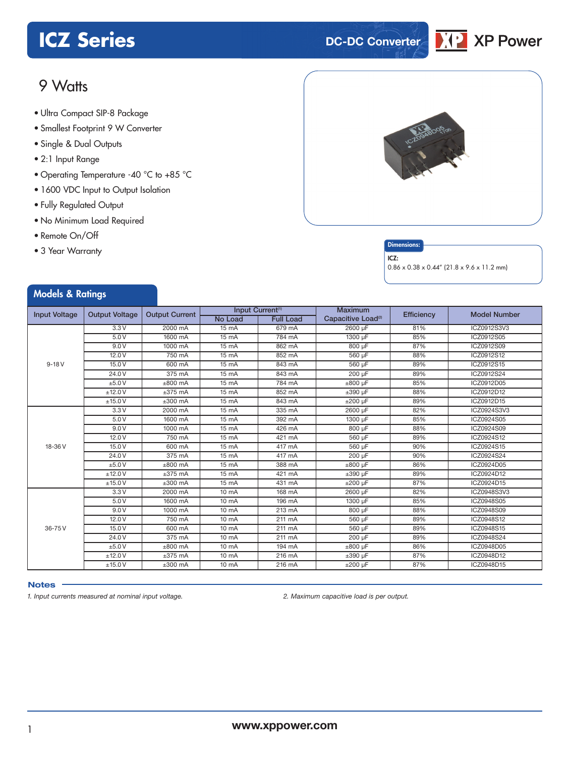# ICZ Series

DC-DC Converter

XP Power

## 9 Watts

- Ultra Compact SIP-8 Package
- Smallest Footprint 9 W Converter
- Single & Dual Outputs
- 2:1 Input Range
- Operating Temperature -40 °C to +85 °C
- 1600 VDC Input to Output Isolation
- Fully Regulated Output
- No Minimum Load Required
- Remote On/Off
- 3 Year Warranty

**Dimensions:**

**ICZ:**

0.86 x 0.38 x 0.44" (21.8 x 9.6 x 11.2 mm)

## Models & Ratings

| Input Voltage | Output Voltage | Output Current | Input Current[1] | | Maximum Capacitive Load[2] | Efficiency | Model Number |
|---|---|---|---|---|---|---|---|
| | | | No Load | Full Load | | | |
| 9-18 V | 3.3 V | 2000 mA | 15 mA | 679 mA | 2600 µF | 81% | ICZ0912S3V3 |
| | 5.0 V | 1600 mA | 15 mA | 784 mA | 1300 µF | 85% | ICZ0912S05 |
| | 9.0 V | 1000 mA | 15 mA | 862 mA | 800 µF | 87% | ICZ0912S09 |
| | 12.0 V | 750 mA | 15 mA | 852 mA | 560 µF | 88% | ICZ0912S12 |
| | 15.0 V | 600 mA | 15 mA | 843 mA | 560 µF | 89% | ICZ0912S15 |
| | 24.0 V | 375 mA | 15 mA | 843 mA | 200 µF | 89% | ICZ0912S24 |
| | ±5.0 V | ±800 mA | 15 mA | 784 mA | ±800 µF | 85% | ICZ0912D05 |
| | ±12.0 V | ±375 mA | 15 mA | 852 mA | ±390 µF | 88% | ICZ0912D12 |
| | ±15.0 V | ±300 mA | 15 mA | 843 mA | ±200 µF | 89% | ICZ0912D15 |
| 18-36 V | 3.3 V | 2000 mA | 15 mA | 335 mA | 2600 µF | 82% | ICZ0924S3V3 |
| | 5.0 V | 1600 mA | 15 mA | 392 mA | 1300 µF | 85% | ICZ0924S05 |
| | 9.0 V | 1000 mA | 15 mA | 426 mA | 800 µF | 88% | ICZ0924S09 |
| | 12.0 V | 750 mA | 15 mA | 421 mA | 560 µF | 89% | ICZ0924S12 |
| | 15.0 V | 600 mA | 15 mA | 417 mA | 560 µF | 90% | ICZ0924S15 |
| | 24.0 V | 375 mA | 15 mA | 417 mA | 200 µF | 90% | ICZ0924S24 |
| | ±5.0 V | ±800 mA | 15 mA | 388 mA | ±800 µF | 86% | ICZ0924D05 |
| | ±12.0 V | ±375 mA | 15 mA | 421 mA | ±390 µF | 89% | ICZ0924D12 |
| | ±15.0 V | ±300 mA | 15 mA | 431 mA | ±200 µF | 87% | ICZ0924D15 |
| 36-75 V | 3.3 V | 2000 mA | 10 mA | 168 mA | 2600 µF | 82% | ICZ0948S3V3 |
| | 5.0 V | 1600 mA | 10 mA | 196 mA | 1300 µF | 85% | ICZ0948S05 |
| | 9.0 V | 1000 mA | 10 mA | 213 mA | 800 µF | 88% | ICZ0948S09 |
| | 12.0 V | 750 mA | 10 mA | 211 mA | 560 µF | 89% | ICZ0948S12 |
| | 15.0 V | 600 mA | 10 mA | 211 mA | 560 µF | 89% | ICZ0948S15 |
| | 24.0 V | 375 mA | 10 mA | 211 mA | 200 µF | 89% | ICZ0948S24 |
| | ±5.0 V | ±800 mA | 10 mA | 194 mA | ±800 µF | 86% | ICZ0948D05 |
| | ±12.0 V | ±375 mA | 10 mA | 216 mA | ±390 µF | 87% | ICZ0948D12 |
| | ±15.0 V | ±300 mA | 10 mA | 216 mA | ±200 µF | 87% | ICZ0948D15 |

### Notes

*1. Input currents measured at nominal input voltage.*

*2. Maximum capacitive load is per output.*

www.xppower.com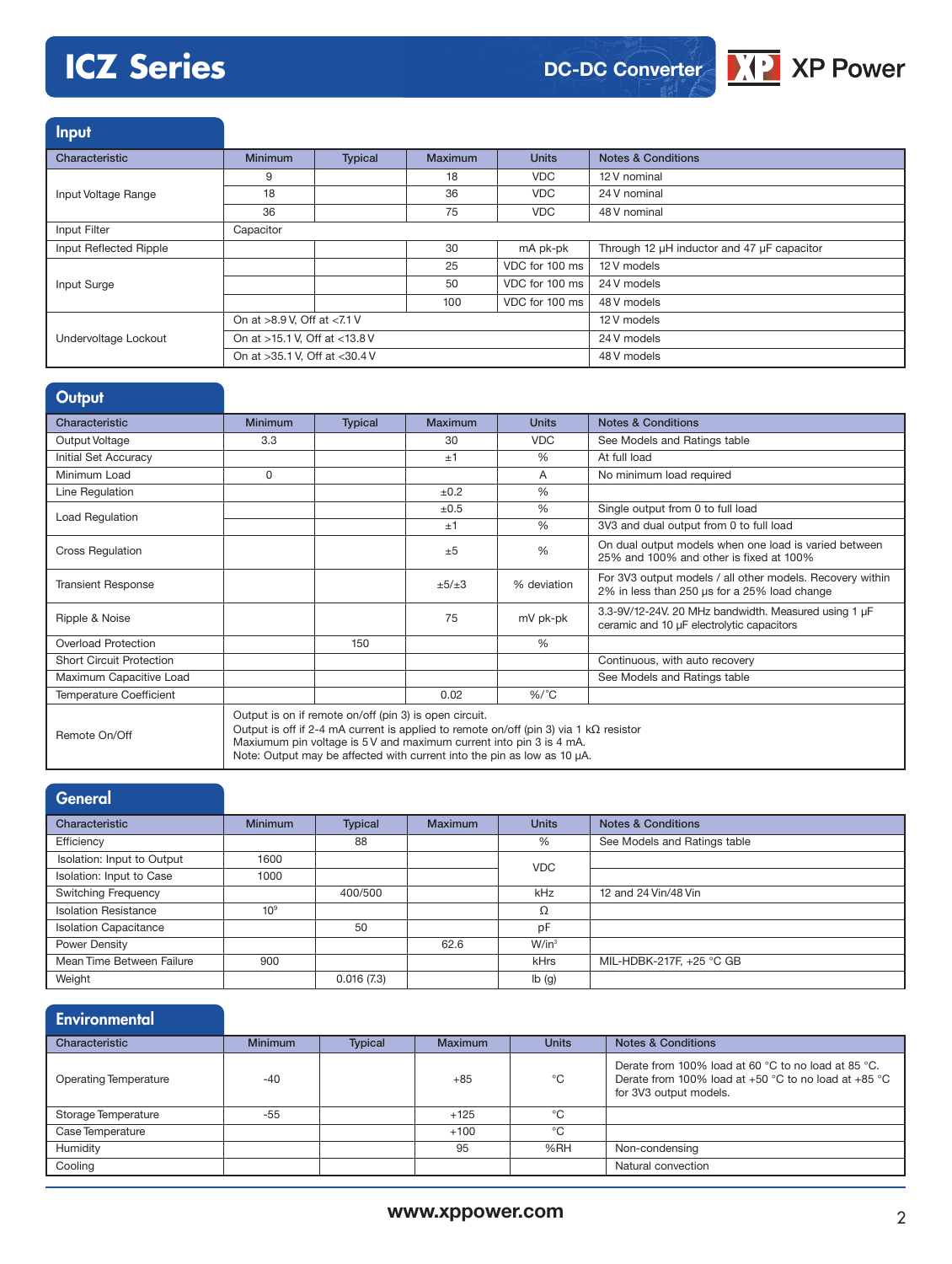## Input

| Characteristic | Minimum | Typical | Maximum | Units | Notes & Conditions |
|---|---|---|---|---|---|
| Input Voltage Range | 9 | | 18 | VDC | 12 V nominal |
| | 18 | | 36 | VDC | 24 V nominal |
| | 36 | | 75 | VDC | 48 V nominal |
| Input Filter | Capacitor | | | | |
| Input Reflected Ripple | | | 30 | mA pk-pk | Through 12 µH inductor and 47 µF capacitor |
| Input Surge | | | 25 | VDC for 100 ms | 12 V models |
| | | | 50 | VDC for 100 ms | 24 V models |
| | | | 100 | VDC for 100 ms | 48 V models |
| Undervoltage Lockout | On at >8.9 V, Off at <7.1 V | | | | 12 V models |
| | On at >15.1 V, Off at <13.8 V | | | | 24 V models |
| | On at >35.1 V, Off at <30.4 V | | | | 48 V models |

## Output

| Characteristic | Minimum | Typical | Maximum | Units | Notes & Conditions |
|---|---|---|---|---|---|
| Output Voltage | 3.3 | | 30 | VDC | See Models and Ratings table |
| Initial Set Accuracy | | | ±1 | % | At full load |
| Minimum Load | 0 | | | A | No minimum load required |
| Line Regulation | | | ±0.2 | % | |
| Load Regulation | | | ±0.5 | % | Single output from 0 to full load |
| | | | ±1 | % | 3V3 and dual output from 0 to full load |
| Cross Regulation | | | ±5 | % | On dual output models when one load is varied between 25% and 100% and other is fixed at 100% |
| Transient Response | | | ±5/±3 | % deviation | For 3V3 output models / all other models. Recovery within 2% in less than 250 µs for a 25% load change |
| Ripple & Noise | | | 75 | mV pk-pk | 3.3-9V/12-24V. 20 MHz bandwidth. Measured using 1 µF ceramic and 10 µF electrolytic capacitors |
| Overload Protection | | 150 | | % | |
| Short Circuit Protection | | | | | Continuous, with auto recovery |
| Maximum Capacitive Load | | | | | See Models and Ratings table |
| Temperature Coefficient | | | 0.02 | %/˚C | |
| Remote On/Off | Output is on if remote on/off (pin 3) is open circuit.<br>Output is off if 2-4 mA current is applied to remote on/off (pin 3) via 1 kΩ resistor<br>Maxiumum pin voltage is 5 V and maximum current into pin 3 is 4 mA.<br>Note: Output may be affected with current into the pin as low as 10 µA. | | | | |

## General

| Characteristic | Minimum | Typical | Maximum | Units | Notes & Conditions |
|---|---|---|---|---|---|
| Efficiency | | 88 | | % | See Models and Ratings table |
| Isolation: Input to Output | 1600 | | | VDC | |
| Isolation: Input to Case | 1000 | | | VDC | |
| Switching Frequency | | 400/500 | | kHz | 12 and 24 Vin/48 Vin |
| Isolation Resistance | $10^9$ | | | Ω | |
| Isolation Capacitance | | 50 | | pF | |
| Power Density | | | 62.6 | W/in³ | |
| Mean Time Between Failure | 900 | | | kHrs | MIL-HDBK-217F, +25 °C GB |
| Weight | | 0.016 (7.3) | | lb (g) | |

## Environmental

| Characteristic | Minimum | Typical | Maximum | Units | Notes & Conditions |
|---|---|---|---|---|---|
| Operating Temperature | -40 | | +85 | °C | Derate from 100% load at 60 °C to no load at 85 °C. Derate from 100% load at +50 °C to no load at +85 °C for 3V3 output models. |
| Storage Temperature | -55 | | +125 | °C | |
| Case Temperature | | | +100 | °C | |
| Humidity | | | 95 | %RH | Non-condensing |
| Cooling | | | | | Natural convection |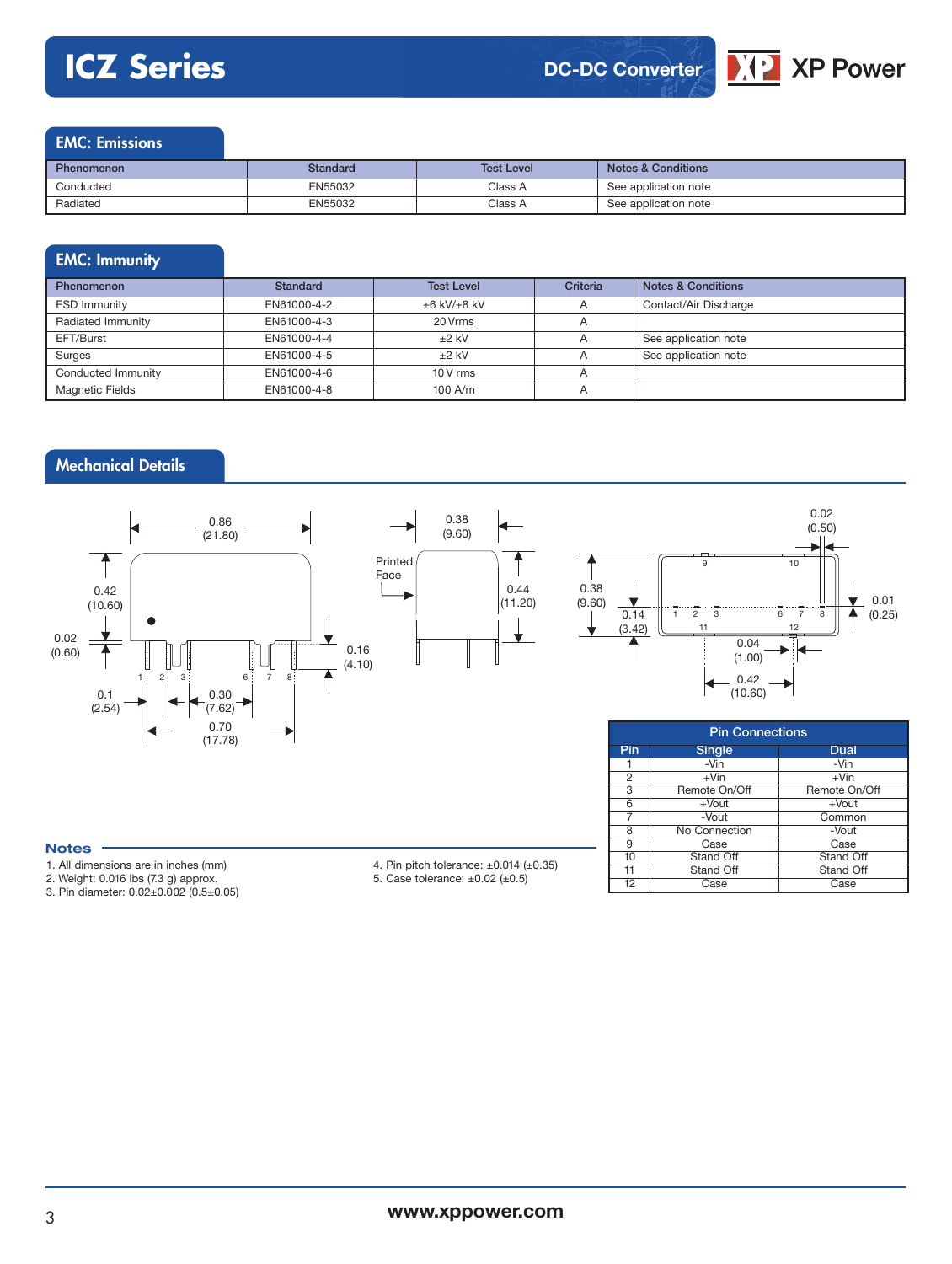## EMC: Emissions

| Phenomenon | Standard | Test Level | Notes & Conditions |
|---|---|---|---|
| Conducted | EN55032 | Class A | See application note |
| Radiated | EN55032 | Class A | See application note |

## EMC: Immunity

| Phenomenon | Standard | Test Level | Criteria | Notes & Conditions |
|---|---|---|---|---|
| ESD Immunity | EN61000-4-2 | ±6 kV/±8 kV | A | Contact/Air Discharge |
| Radiated Immunity | EN61000-4-3 | 20 Vrms | A | |
| EFT/Burst | EN61000-4-4 | ±2 kV | A | See application note |
| Surges | EN61000-4-5 | ±2 kV | A | See application note |
| Conducted Immunity | EN61000-4-6 | 10 V rms | A | |
| Magnetic Fields | EN61000-4-8 | 100 A/m | A | |

## Mechanical Details

| Pin Connections | | |
|---|---|---|
| Pin | Single | Dual |
| 1 | -Vin | -Vin |
| 2 | +Vin | +Vin |
| 3 | Remote On/Off | Remote On/Off |
| 6 | +Vout | +Vout |
| 7 | -Vout | Common |
| 8 | No Connection | -Vout |
| 9 | Case | Case |
| 10 | Stand Off | Stand Off |
| 11 | Stand Off | Stand Off |
| 12 | Case | Case |

### Notes

1. All dimensions are in inches (mm)
2. Weight: 0.016 lbs (7.3 g) approx.
3. Pin diameter: 0.02±0.002 (0.5±0.05)
4. Pin pitch tolerance: ±0.014 (±0.35)
5. Case tolerance: ±0.02 (±0.5)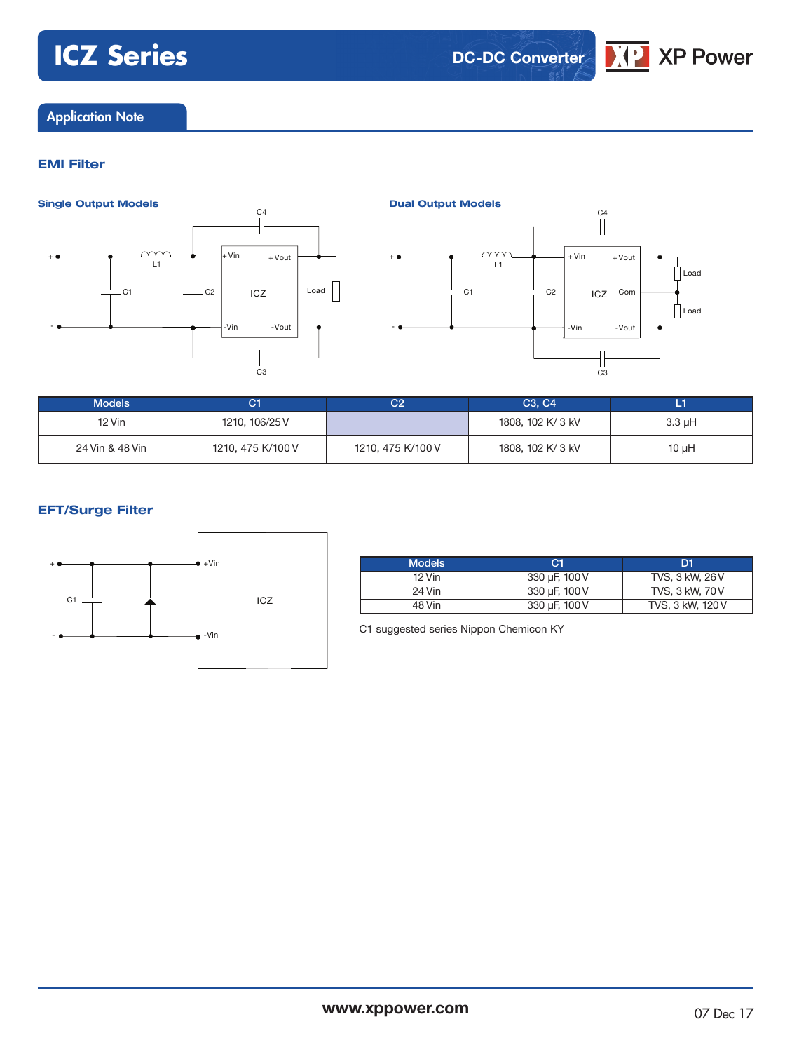## Application Note

### EMI Filter

**Single Output Models**

C4
+
L1
+Vin
+Vout
C1
C2
ICZ
Load
-
-Vin
-Vout
C3

**Dual Output Models**

C4
+
L1
+Vin
+Vout
Load
C1
C2
ICZ
Com
Load
-
-Vin
-Vout
C3

| Models | C1 | C2 | C3, C4 | L1 |
|---|---|---|---|---|
| 12 Vin | 1210, 106/25 V | | 1808, 102 K/ 3 kV | 3.3 µH |
| 24 Vin & 48 Vin | 1210, 475 K/100 V | 1210, 475 K/100 V | 1808, 102 K/ 3 kV | 10 µH |

### EFT/Surge Filter

+
+Vin
C1
ICZ
-
-Vin

| Models | C1 | D1 |
|---|---|---|
| 12 Vin | 330 µF, 100 V | TVS, 3 kW, 26 V |
| 24 Vin | 330 µF, 100 V | TVS, 3 kW, 70 V |
| 48 Vin | 330 µF, 100 V | TVS, 3 kW, 120 V |

C1 suggested series Nippon Chemicon KY